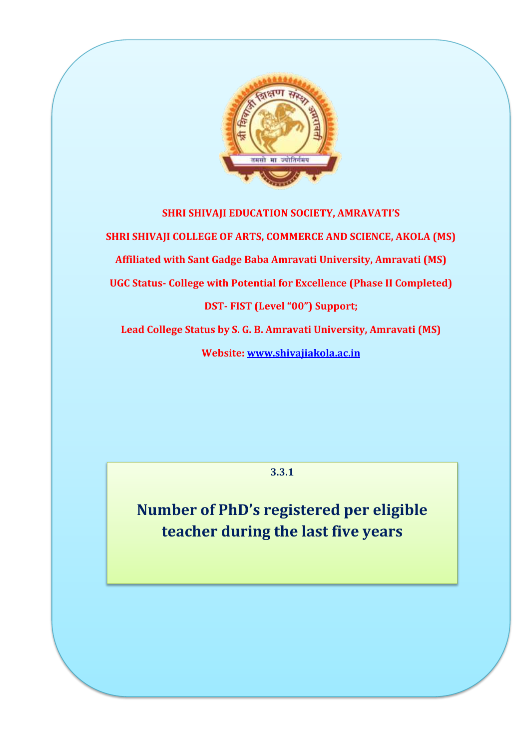**SHRI SHIVAJI EDUCATION SOCIETY, AMRAVATI'S**

**SHRI SHIVAJI COLLEGE OF ARTS, COMMERCE AND SCIENCE, AKOLA (MS)**

**Affiliated with Sant Gadge Baba Amravati University, Amravati (MS)**

**UGC Status- College with Potential for Excellence (Phase II Completed)**

**DST- FIST (Level "00") Support;**

**Lead College Status by S. G. B. Amravati University, Amravati (MS)**

**Website: www.shivajiakola.ac.in**

**3.3.1**

# Number of PhD's registered per eligible teacher during the last five years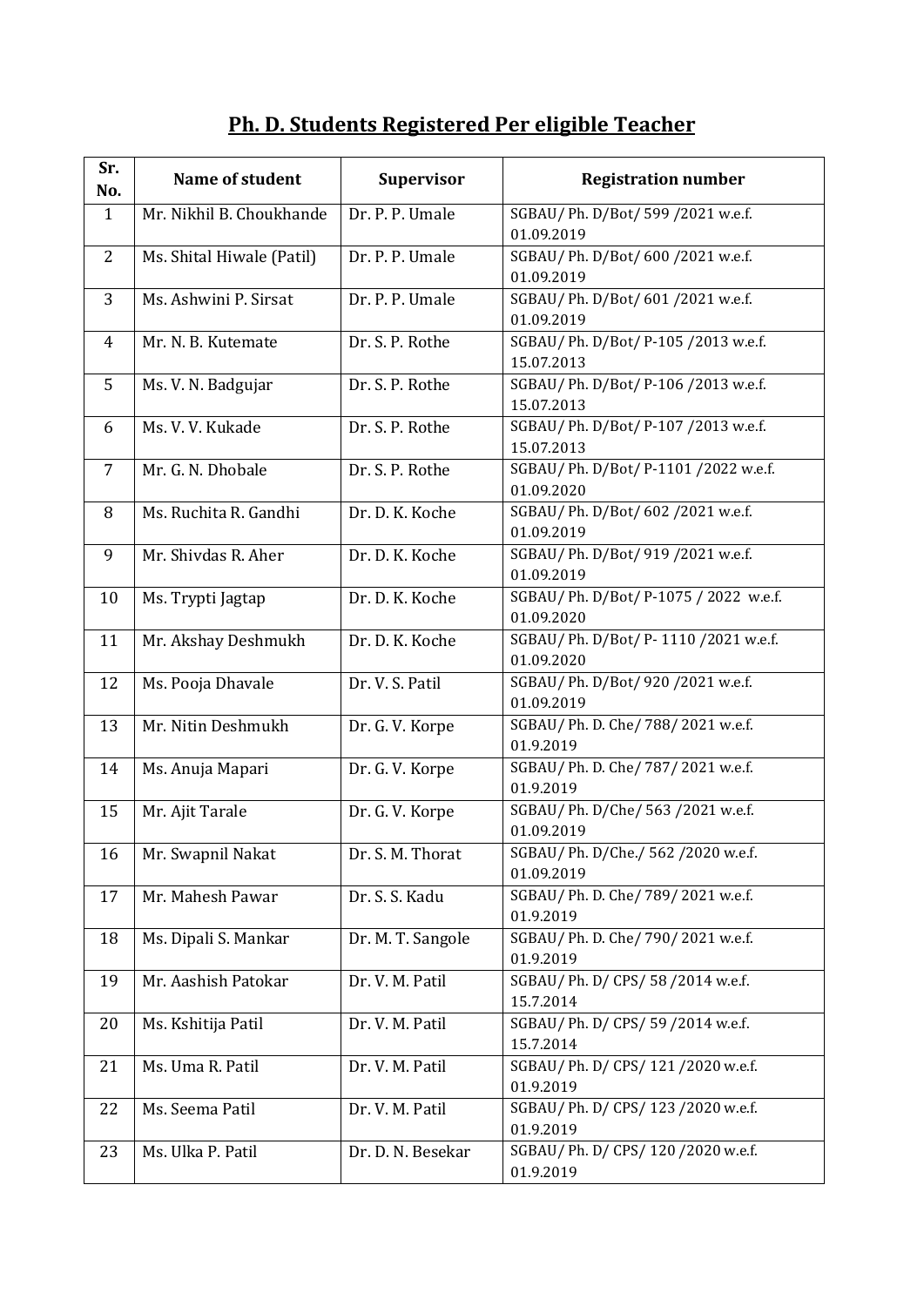## Ph. D. Students Registered Per eligible Teacher

| Sr. No. | Name of student | Supervisor | Registration number |
|---|---|---|---|
| 1 | Mr. Nikhil B. Choukhande | Dr. P. P. Umale | SGBAU/ Ph. D/Bot/ 599 /2021 w.e.f. 01.09.2019 |
| 2 | Ms. Shital Hiwale (Patil) | Dr. P. P. Umale | SGBAU/ Ph. D/Bot/ 600 /2021 w.e.f. 01.09.2019 |
| 3 | Ms. Ashwini P. Sirsat | Dr. P. P. Umale | SGBAU/ Ph. D/Bot/ 601 /2021 w.e.f. 01.09.2019 |
| 4 | Mr. N. B. Kutemate | Dr. S. P. Rothe | SGBAU/ Ph. D/Bot/ P-105 /2013 w.e.f. 15.07.2013 |
| 5 | Ms. V. N. Badgujar | Dr. S. P. Rothe | SGBAU/ Ph. D/Bot/ P-106 /2013 w.e.f. 15.07.2013 |
| 6 | Ms. V. V. Kukade | Dr. S. P. Rothe | SGBAU/ Ph. D/Bot/ P-107 /2013 w.e.f. 15.07.2013 |
| 7 | Mr. G. N. Dhobale | Dr. S. P. Rothe | SGBAU/ Ph. D/Bot/ P-1101 /2022 w.e.f. 01.09.2020 |
| 8 | Ms. Ruchita R. Gandhi | Dr. D. K. Koche | SGBAU/ Ph. D/Bot/ 602 /2021 w.e.f. 01.09.2019 |
| 9 | Mr. Shivdas R. Aher | Dr. D. K. Koche | SGBAU/ Ph. D/Bot/ 919 /2021 w.e.f. 01.09.2019 |
| 10 | Ms. Trypti Jagtap | Dr. D. K. Koche | SGBAU/ Ph. D/Bot/ P-1075 / 2022 w.e.f. 01.09.2020 |
| 11 | Mr. Akshay Deshmukh | Dr. D. K. Koche | SGBAU/ Ph. D/Bot/ P- 1110 /2021 w.e.f. 01.09.2020 |
| 12 | Ms. Pooja Dhavale | Dr. V. S. Patil | SGBAU/ Ph. D/Bot/ 920 /2021 w.e.f. 01.09.2019 |
| 13 | Mr. Nitin Deshmukh | Dr. G. V. Korpe | SGBAU/ Ph. D. Che/ 788/ 2021 w.e.f. 01.9.2019 |
| 14 | Ms. Anuja Mapari | Dr. G. V. Korpe | SGBAU/ Ph. D. Che/ 787/ 2021 w.e.f. 01.9.2019 |
| 15 | Mr. Ajit Tarale | Dr. G. V. Korpe | SGBAU/ Ph. D/Che/ 563 /2021 w.e.f. 01.09.2019 |
| 16 | Mr. Swapnil Nakat | Dr. S. M. Thorat | SGBAU/ Ph. D/Che./ 562 /2020 w.e.f. 01.09.2019 |
| 17 | Mr. Mahesh Pawar | Dr. S. S. Kadu | SGBAU/ Ph. D. Che/ 789/ 2021 w.e.f. 01.9.2019 |
| 18 | Ms. Dipali S. Mankar | Dr. M. T. Sangole | SGBAU/ Ph. D. Che/ 790/ 2021 w.e.f. 01.9.2019 |
| 19 | Mr. Aashish Patokar | Dr. V. M. Patil | SGBAU/ Ph. D/ CPS/ 58 /2014 w.e.f. 15.7.2014 |
| 20 | Ms. Kshitija Patil | Dr. V. M. Patil | SGBAU/ Ph. D/ CPS/ 59 /2014 w.e.f. 15.7.2014 |
| 21 | Ms. Uma R. Patil | Dr. V. M. Patil | SGBAU/ Ph. D/ CPS/ 121 /2020 w.e.f. 01.9.2019 |
| 22 | Ms. Seema Patil | Dr. V. M. Patil | SGBAU/ Ph. D/ CPS/ 123 /2020 w.e.f. 01.9.2019 |
| 23 | Ms. Ulka P. Patil | Dr. D. N. Besekar | SGBAU/ Ph. D/ CPS/ 120 /2020 w.e.f. 01.9.2019 |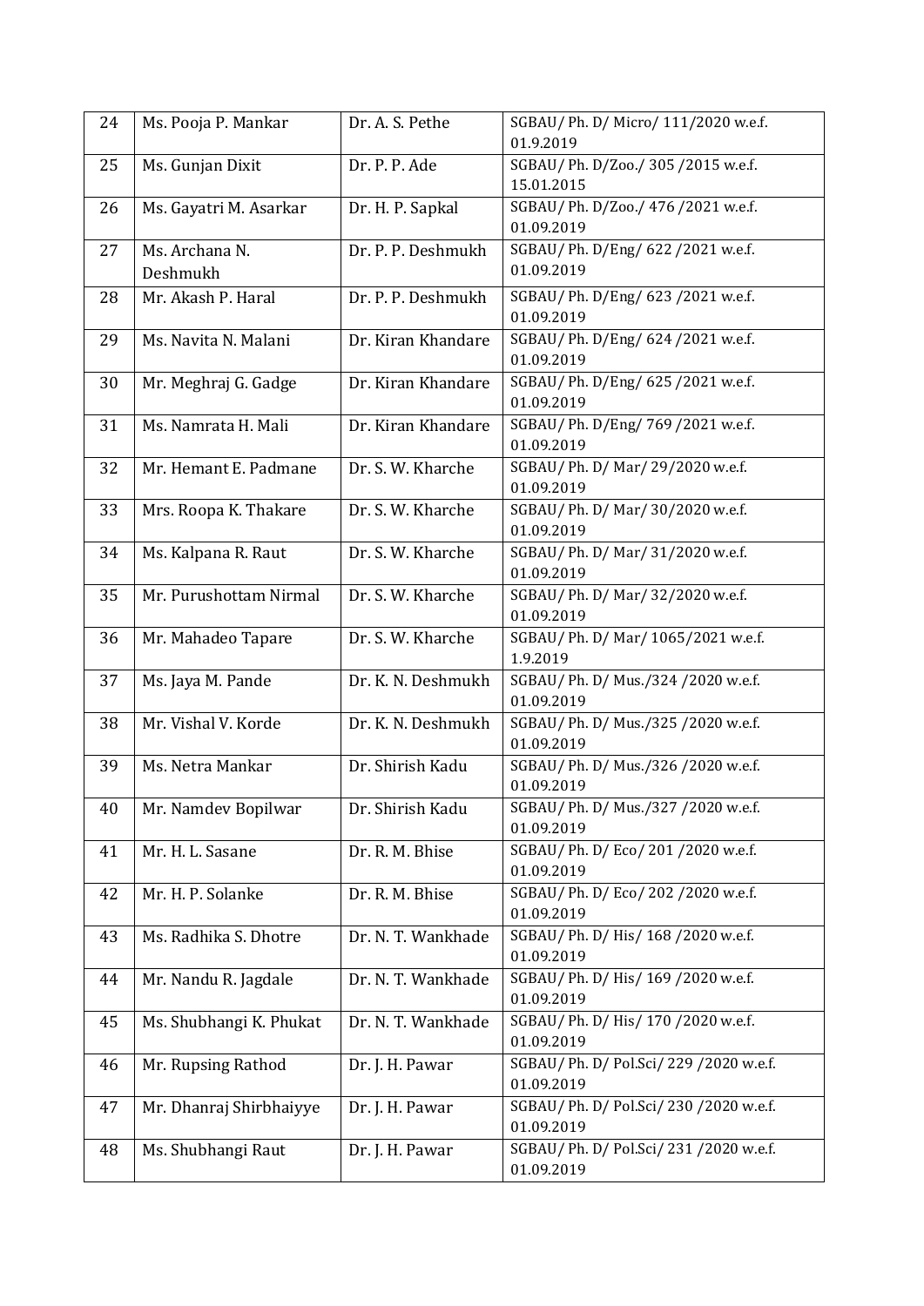| 24 | Ms. Pooja P. Mankar | Dr. A. S. Pethe | SGBAU/ Ph. D/ Micro/ 111/2020 w.e.f. 01.9.2019 |
|---|---|---|---|
| 25 | Ms. Gunjan Dixit | Dr. P. P. Ade | SGBAU/ Ph. D/Zoo./ 305 /2015 w.e.f. 15.01.2015 |
| 26 | Ms. Gayatri M. Asarkar | Dr. H. P. Sapkal | SGBAU/ Ph. D/Zoo./ 476 /2021 w.e.f. 01.09.2019 |
| 27 | Ms. Archana N. Deshmukh | Dr. P. P. Deshmukh | SGBAU/ Ph. D/Eng/ 622 /2021 w.e.f. 01.09.2019 |
| 28 | Mr. Akash P. Haral | Dr. P. P. Deshmukh | SGBAU/ Ph. D/Eng/ 623 /2021 w.e.f. 01.09.2019 |
| 29 | Ms. Navita N. Malani | Dr. Kiran Khandare | SGBAU/ Ph. D/Eng/ 624 /2021 w.e.f. 01.09.2019 |
| 30 | Mr. Meghraj G. Gadge | Dr. Kiran Khandare | SGBAU/ Ph. D/Eng/ 625 /2021 w.e.f. 01.09.2019 |
| 31 | Ms. Namrata H. Mali | Dr. Kiran Khandare | SGBAU/ Ph. D/Eng/ 769 /2021 w.e.f. 01.09.2019 |
| 32 | Mr. Hemant E. Padmane | Dr. S. W. Kharche | SGBAU/ Ph. D/ Mar/ 29/2020 w.e.f. 01.09.2019 |
| 33 | Mrs. Roopa K. Thakare | Dr. S. W. Kharche | SGBAU/ Ph. D/ Mar/ 30/2020 w.e.f. 01.09.2019 |
| 34 | Ms. Kalpana R. Raut | Dr. S. W. Kharche | SGBAU/ Ph. D/ Mar/ 31/2020 w.e.f. 01.09.2019 |
| 35 | Mr. Purushottam Nirmal | Dr. S. W. Kharche | SGBAU/ Ph. D/ Mar/ 32/2020 w.e.f. 01.09.2019 |
| 36 | Mr. Mahadeo Tapare | Dr. S. W. Kharche | SGBAU/ Ph. D/ Mar/ 1065/2021 w.e.f. 1.9.2019 |
| 37 | Ms. Jaya M. Pande | Dr. K. N. Deshmukh | SGBAU/ Ph. D/ Mus./324 /2020 w.e.f. 01.09.2019 |
| 38 | Mr. Vishal V. Korde | Dr. K. N. Deshmukh | SGBAU/ Ph. D/ Mus./325 /2020 w.e.f. 01.09.2019 |
| 39 | Ms. Netra Mankar | Dr. Shirish Kadu | SGBAU/ Ph. D/ Mus./326 /2020 w.e.f. 01.09.2019 |
| 40 | Mr. Namdev Bopilwar | Dr. Shirish Kadu | SGBAU/ Ph. D/ Mus./327 /2020 w.e.f. 01.09.2019 |
| 41 | Mr. H. L. Sasane | Dr. R. M. Bhise | SGBAU/ Ph. D/ Eco/ 201 /2020 w.e.f. 01.09.2019 |
| 42 | Mr. H. P. Solanke | Dr. R. M. Bhise | SGBAU/ Ph. D/ Eco/ 202 /2020 w.e.f. 01.09.2019 |
| 43 | Ms. Radhika S. Dhotre | Dr. N. T. Wankhade | SGBAU/ Ph. D/ His/ 168 /2020 w.e.f. 01.09.2019 |
| 44 | Mr. Nandu R. Jagdale | Dr. N. T. Wankhade | SGBAU/ Ph. D/ His/ 169 /2020 w.e.f. 01.09.2019 |
| 45 | Ms. Shubhangi K. Phukat | Dr. N. T. Wankhade | SGBAU/ Ph. D/ His/ 170 /2020 w.e.f. 01.09.2019 |
| 46 | Mr. Rupsing Rathod | Dr. J. H. Pawar | SGBAU/ Ph. D/ Pol.Sci/ 229 /2020 w.e.f. 01.09.2019 |
| 47 | Mr. Dhanraj Shirbhaiyye | Dr. J. H. Pawar | SGBAU/ Ph. D/ Pol.Sci/ 230 /2020 w.e.f. 01.09.2019 |
| 48 | Ms. Shubhangi Raut | Dr. J. H. Pawar | SGBAU/ Ph. D/ Pol.Sci/ 231 /2020 w.e.f. 01.09.2019 |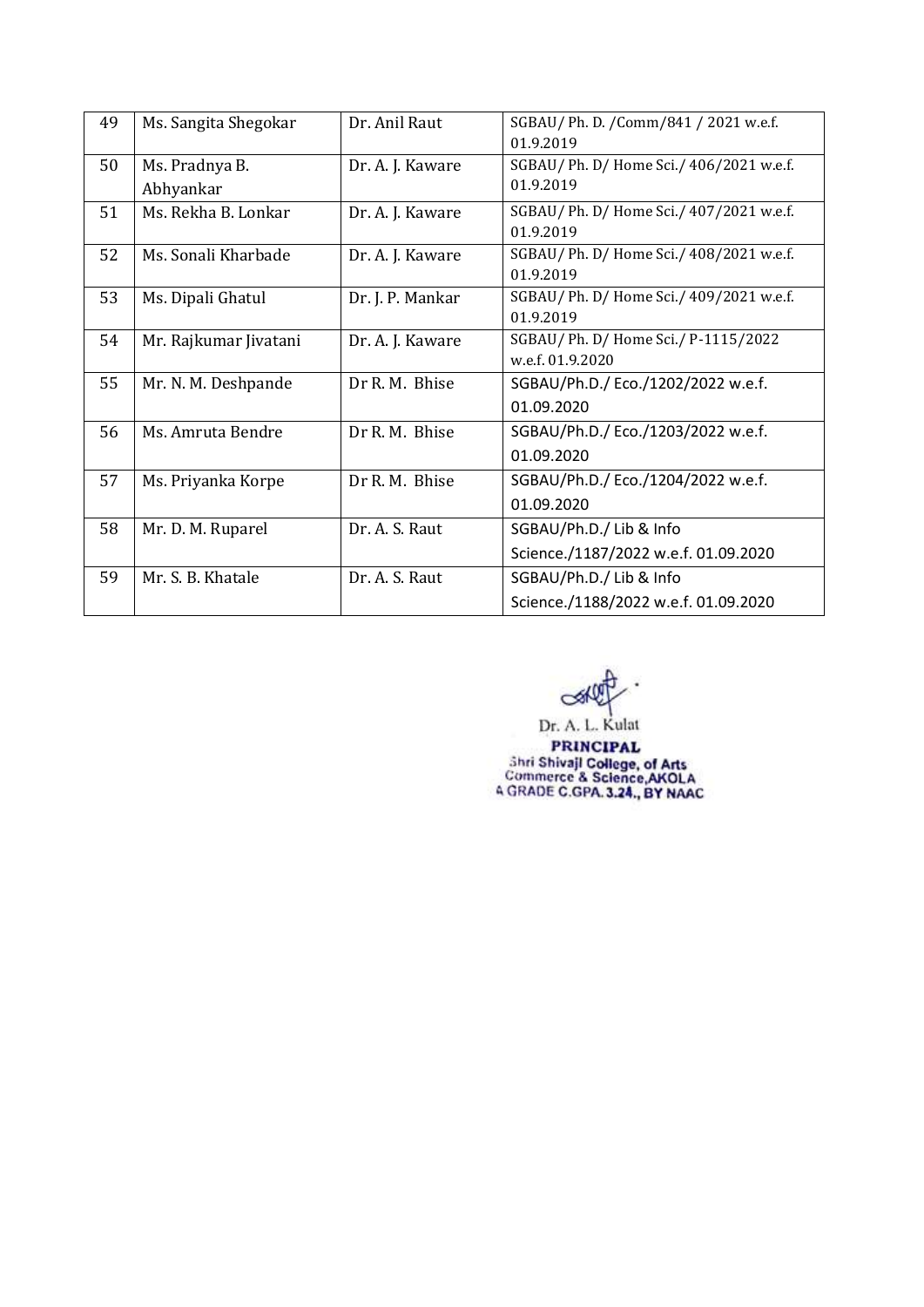| | | | |
|---|---|---|---|
| 49 | Ms. Sangita Shegokar | Dr. Anil Raut | SGBAU/ Ph. D. /Comm/841 / 2021 w.e.f. 01.9.2019 |
| 50 | Ms. Pradnya B. Abhyankar | Dr. A. J. Kaware | SGBAU/ Ph. D/ Home Sci./ 406/2021 w.e.f. 01.9.2019 |
| 51 | Ms. Rekha B. Lonkar | Dr. A. J. Kaware | SGBAU/ Ph. D/ Home Sci./ 407/2021 w.e.f. 01.9.2019 |
| 52 | Ms. Sonali Kharbade | Dr. A. J. Kaware | SGBAU/ Ph. D/ Home Sci./ 408/2021 w.e.f. 01.9.2019 |
| 53 | Ms. Dipali Ghatul | Dr. J. P. Mankar | SGBAU/ Ph. D/ Home Sci./ 409/2021 w.e.f. 01.9.2019 |
| 54 | Mr. Rajkumar Jivatani | Dr. A. J. Kaware | SGBAU/ Ph. D/ Home Sci./ P-1115/2022 w.e.f. 01.9.2020 |
| 55 | Mr. N. M. Deshpande | Dr R. M. Bhise | SGBAU/Ph.D./ Eco./1202/2022 w.e.f. 01.09.2020 |
| 56 | Ms. Amruta Bendre | Dr R. M. Bhise | SGBAU/Ph.D./ Eco./1203/2022 w.e.f. 01.09.2020 |
| 57 | Ms. Priyanka Korpe | Dr R. M. Bhise | SGBAU/Ph.D./ Eco./1204/2022 w.e.f. 01.09.2020 |
| 58 | Mr. D. M. Ruparel | Dr. A. S. Raut | SGBAU/Ph.D./ Lib & Info Science./1187/2022 w.e.f. 01.09.2020 |
| 59 | Mr. S. B. Khatale | Dr. A. S. Raut | SGBAU/Ph.D./ Lib & Info Science./1188/2022 w.e.f. 01.09.2020 |

Dr. A. L. Kulat
**PRINCIPAL**
Shri Shivaji College, of Arts
Commerce & Science,AKOLA
A GRADE C.GPA. 3.24., BY NAAC